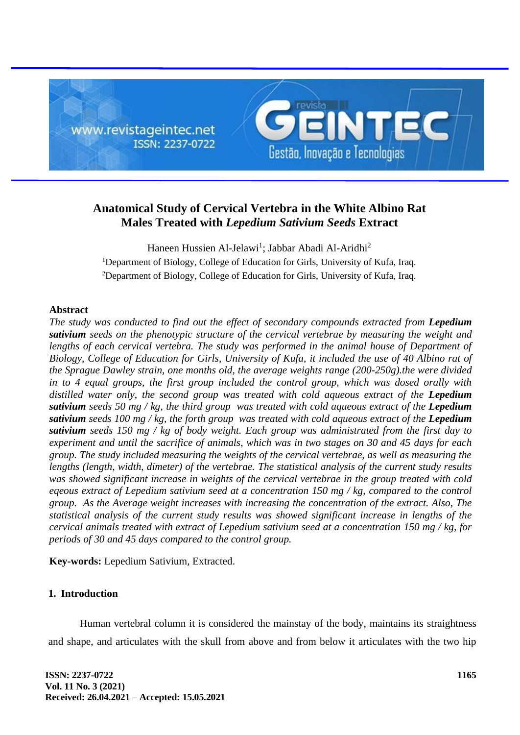# Anatomical Study of Cervical Vertebra in the White Albino Rat Males Treated with *Lepedium Sativium Seeds* Extract

Haneen Hussien Al-Jelawi[1]; Jabbar Abadi Al-Aridhi[2]

[1]Department of Biology, College of Education for Girls, University of Kufa, Iraq.
[2]Department of Biology, College of Education for Girls, University of Kufa, Iraq.

## Abstract

*The study was conducted to find out the effect of secondary compounds extracted from* ***Lepedium sativium*** *seeds on the phenotypic structure of the cervical vertebrae by measuring the weight and lengths of each cervical vertebra. The study was performed in the animal house of Department of Biology, College of Education for Girls, University of Kufa, it included the use of 40 Albino rat of the Sprague Dawley strain, one months old, the average weights range (200-250g).the were divided in to 4 equal groups, the first group included the control group, which was dosed orally with distilled water only, the second group was treated with cold aqueous extract of the* ***Lepedium sativium*** *seeds 50 mg / kg, the third group was treated with cold aqueous extract of the* ***Lepedium sativium*** *seeds 100 mg / kg, the forth group was treated with cold aqueous extract of the* ***Lepedium sativium*** *seeds 150 mg / kg of body weight. Each group was administrated from the first day to experiment and until the sacrifice of animals, which was in two stages on 30 and 45 days for each group. The study included measuring the weights of the cervical vertebrae, as well as measuring the lengths (length, width, dimeter) of the vertebrae. The statistical analysis of the current study results was showed significant increase in weights of the cervical vertebrae in the group treated with cold eqeous extract of Lepedium sativium seed at a concentration 150 mg / kg, compared to the control group. As the Average weight increases with increasing the concentration of the extract. Also, The statistical analysis of the current study results was showed significant increase in lengths of the cervical animals treated with extract of Lepedium sativium seed at a concentration 150 mg / kg, for periods of 30 and 45 days compared to the control group.*

**Key-words:** Lepedium Sativium, Extracted.

## 1. Introduction

Human vertebral column it is considered the mainstay of the body, maintains its straightness and shape, and articulates with the skull from above and from below it articulates with the two hip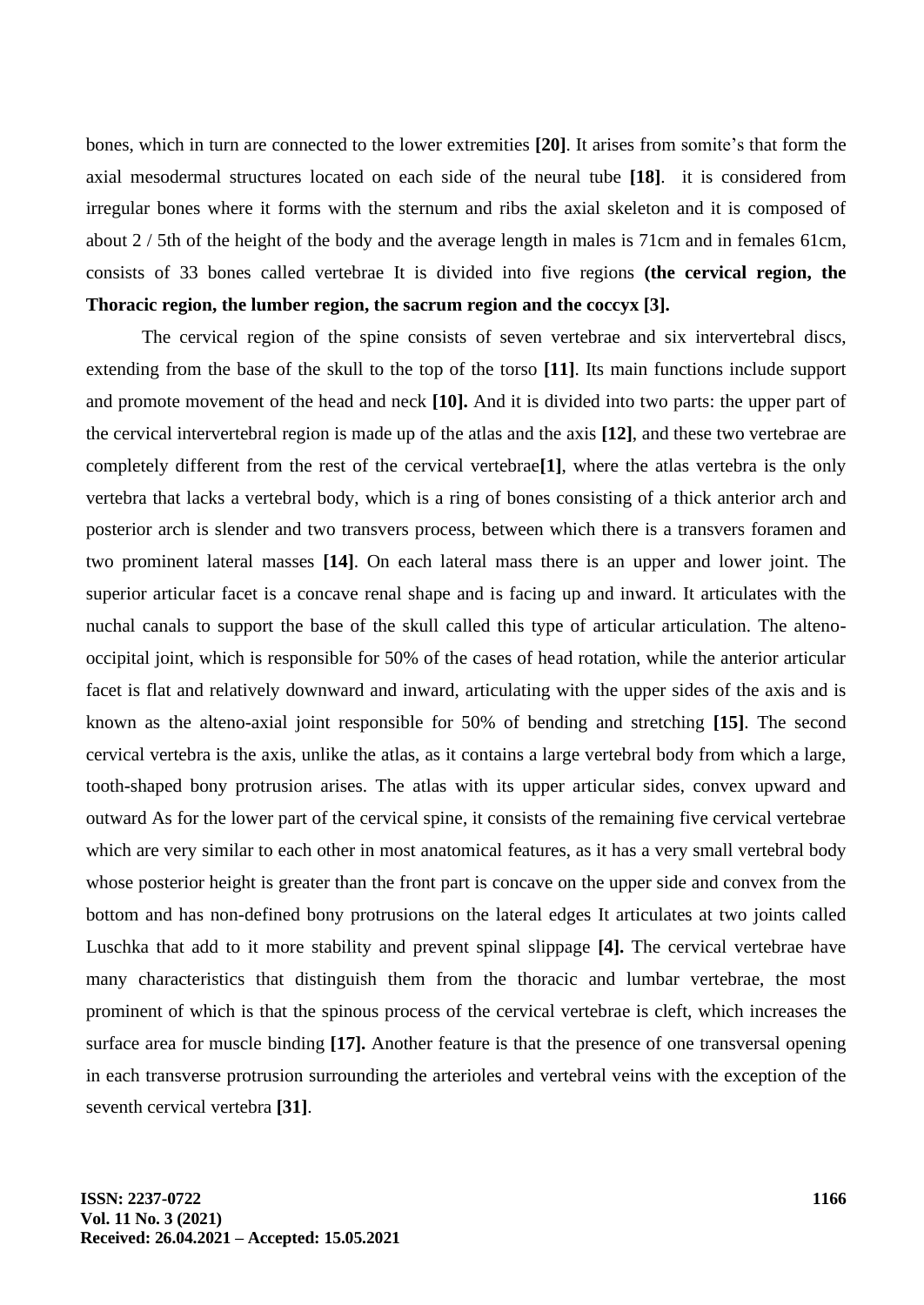bones, which in turn are connected to the lower extremities **[20]**. It arises from somite's that form the axial mesodermal structures located on each side of the neural tube **[18]**. it is considered from irregular bones where it forms with the sternum and ribs the axial skeleton and it is composed of about 2 / 5th of the height of the body and the average length in males is 71cm and in females 61cm, consists of 33 bones called vertebrae It is divided into five regions **(the cervical region, the Thoracic region, the lumber region, the sacrum region and the coccyx [3].**

The cervical region of the spine consists of seven vertebrae and six intervertebral discs, extending from the base of the skull to the top of the torso **[11]**. Its main functions include support and promote movement of the head and neck **[10].** And it is divided into two parts: the upper part of the cervical intervertebral region is made up of the atlas and the axis **[12]**, and these two vertebrae are completely different from the rest of the cervical vertebrae**[1]**, where the atlas vertebra is the only vertebra that lacks a vertebral body, which is a ring of bones consisting of a thick anterior arch and posterior arch is slender and two transvers process, between which there is a transvers foramen and two prominent lateral masses **[14]**. On each lateral mass there is an upper and lower joint. The superior articular facet is a concave renal shape and is facing up and inward. It articulates with the nuchal canals to support the base of the skull called this type of articular articulation. The alteno-occipital joint, which is responsible for 50% of the cases of head rotation, while the anterior articular facet is flat and relatively downward and inward, articulating with the upper sides of the axis and is known as the alteno-axial joint responsible for 50% of bending and stretching **[15]**. The second cervical vertebra is the axis, unlike the atlas, as it contains a large vertebral body from which a large, tooth-shaped bony protrusion arises. The atlas with its upper articular sides, convex upward and outward As for the lower part of the cervical spine, it consists of the remaining five cervical vertebrae which are very similar to each other in most anatomical features, as it has a very small vertebral body whose posterior height is greater than the front part is concave on the upper side and convex from the bottom and has non-defined bony protrusions on the lateral edges It articulates at two joints called Luschka that add to it more stability and prevent spinal slippage **[4].** The cervical vertebrae have many characteristics that distinguish them from the thoracic and lumbar vertebrae, the most prominent of which is that the spinous process of the cervical vertebrae is cleft, which increases the surface area for muscle binding **[17].** Another feature is that the presence of one transversal opening in each transverse protrusion surrounding the arterioles and vertebral veins with the exception of the seventh cervical vertebra **[31]**.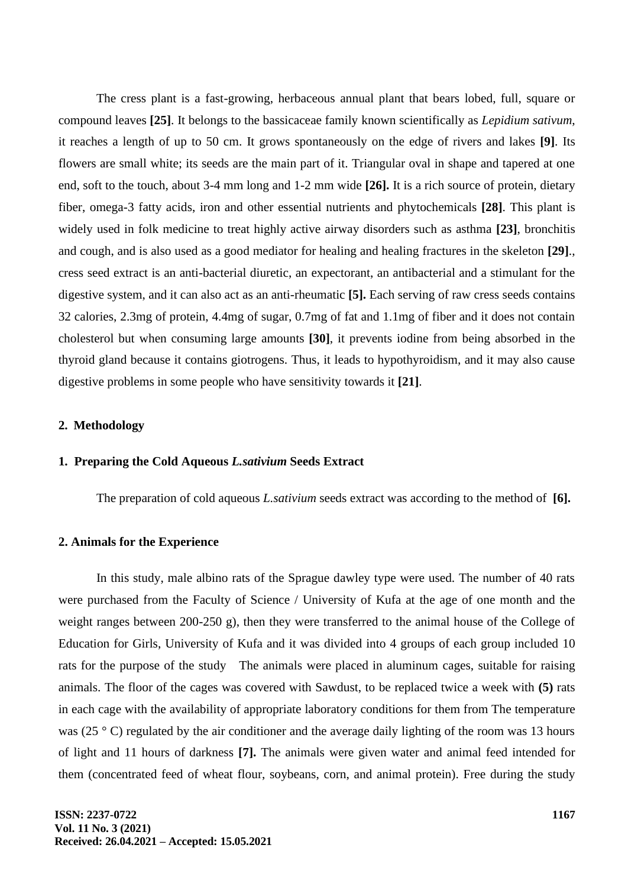The cress plant is a fast-growing, herbaceous annual plant that bears lobed, full, square or compound leaves **[25]**. It belongs to the bassicaceae family known scientifically as *Lepidium sativum*, it reaches a length of up to 50 cm. It grows spontaneously on the edge of rivers and lakes **[9]**. Its flowers are small white; its seeds are the main part of it. Triangular oval in shape and tapered at one end, soft to the touch, about 3-4 mm long and 1-2 mm wide **[26].** It is a rich source of protein, dietary fiber, omega-3 fatty acids, iron and other essential nutrients and phytochemicals **[28]**. This plant is widely used in folk medicine to treat highly active airway disorders such as asthma **[23]**, bronchitis and cough, and is also used as a good mediator for healing and healing fractures in the skeleton **[29]**., cress seed extract is an anti-bacterial diuretic, an expectorant, an antibacterial and a stimulant for the digestive system, and it can also act as an anti-rheumatic **[5].** Each serving of raw cress seeds contains 32 calories, 2.3mg of protein, 4.4mg of sugar, 0.7mg of fat and 1.1mg of fiber and it does not contain cholesterol but when consuming large amounts **[30]**, it prevents iodine from being absorbed in the thyroid gland because it contains giotrogens. Thus, it leads to hypothyroidism, and it may also cause digestive problems in some people who have sensitivity towards it **[21]**.

## 2. Methodology

### 1. Preparing the Cold Aqueous *L.sativium* Seeds Extract

The preparation of cold aqueous *L.sativium* seeds extract was according to the method of **[6].**

### 2. Animals for the Experience

In this study, male albino rats of the Sprague dawley type were used. The number of 40 rats were purchased from the Faculty of Science / University of Kufa at the age of one month and the weight ranges between 200-250 g), then they were transferred to the animal house of the College of Education for Girls, University of Kufa and it was divided into 4 groups of each group included 10 rats for the purpose of the study The animals were placed in aluminum cages, suitable for raising animals. The floor of the cages was covered with Sawdust, to be replaced twice a week with **(5)** rats in each cage with the availability of appropriate laboratory conditions for them from The temperature was (25 ° C) regulated by the air conditioner and the average daily lighting of the room was 13 hours of light and 11 hours of darkness **[7].** The animals were given water and animal feed intended for them (concentrated feed of wheat flour, soybeans, corn, and animal protein). Free during the study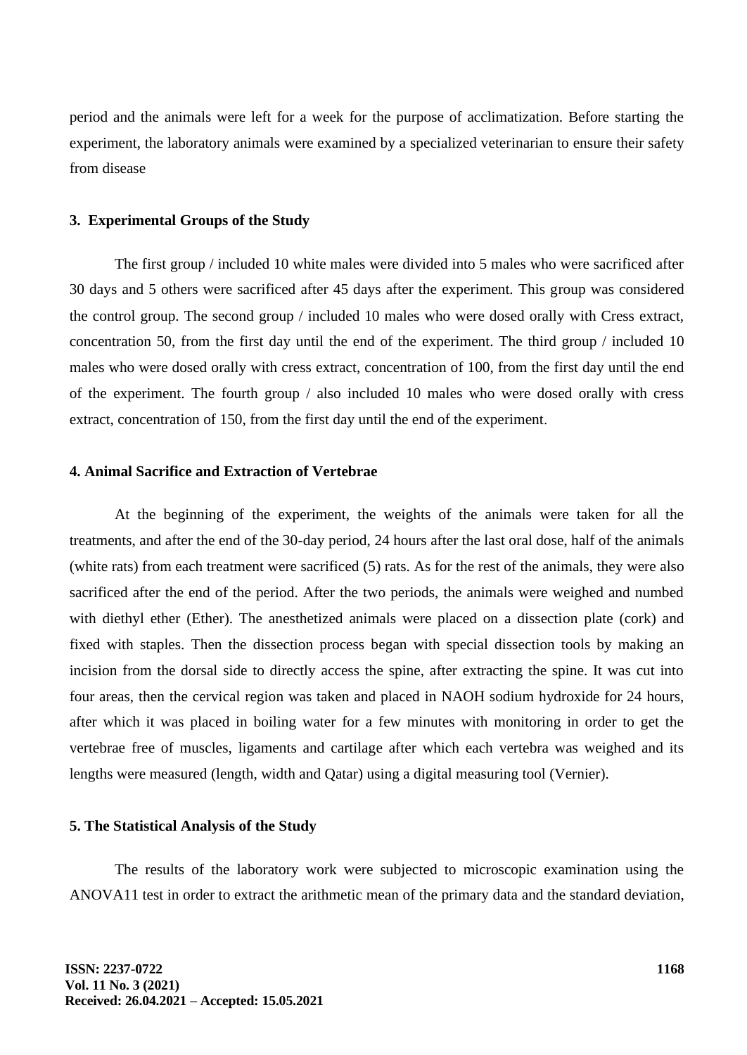period and the animals were left for a week for the purpose of acclimatization. Before starting the experiment, the laboratory animals were examined by a specialized veterinarian to ensure their safety from disease

### 3. Experimental Groups of the Study

The first group / included 10 white males were divided into 5 males who were sacrificed after 30 days and 5 others were sacrificed after 45 days after the experiment. This group was considered the control group. The second group / included 10 males who were dosed orally with Cress extract, concentration 50, from the first day until the end of the experiment. The third group / included 10 males who were dosed orally with cress extract, concentration of 100, from the first day until the end of the experiment. The fourth group / also included 10 males who were dosed orally with cress extract, concentration of 150, from the first day until the end of the experiment.

### 4. Animal Sacrifice and Extraction of Vertebrae

At the beginning of the experiment, the weights of the animals were taken for all the treatments, and after the end of the 30-day period, 24 hours after the last oral dose, half of the animals (white rats) from each treatment were sacrificed (5) rats. As for the rest of the animals, they were also sacrificed after the end of the period. After the two periods, the animals were weighed and numbed with diethyl ether (Ether). The anesthetized animals were placed on a dissection plate (cork) and fixed with staples. Then the dissection process began with special dissection tools by making an incision from the dorsal side to directly access the spine, after extracting the spine. It was cut into four areas, then the cervical region was taken and placed in NAOH sodium hydroxide for 24 hours, after which it was placed in boiling water for a few minutes with monitoring in order to get the vertebrae free of muscles, ligaments and cartilage after which each vertebra was weighed and its lengths were measured (length, width and Qatar) using a digital measuring tool (Vernier).

### 5. The Statistical Analysis of the Study

The results of the laboratory work were subjected to microscopic examination using the ANOVA11 test in order to extract the arithmetic mean of the primary data and the standard deviation,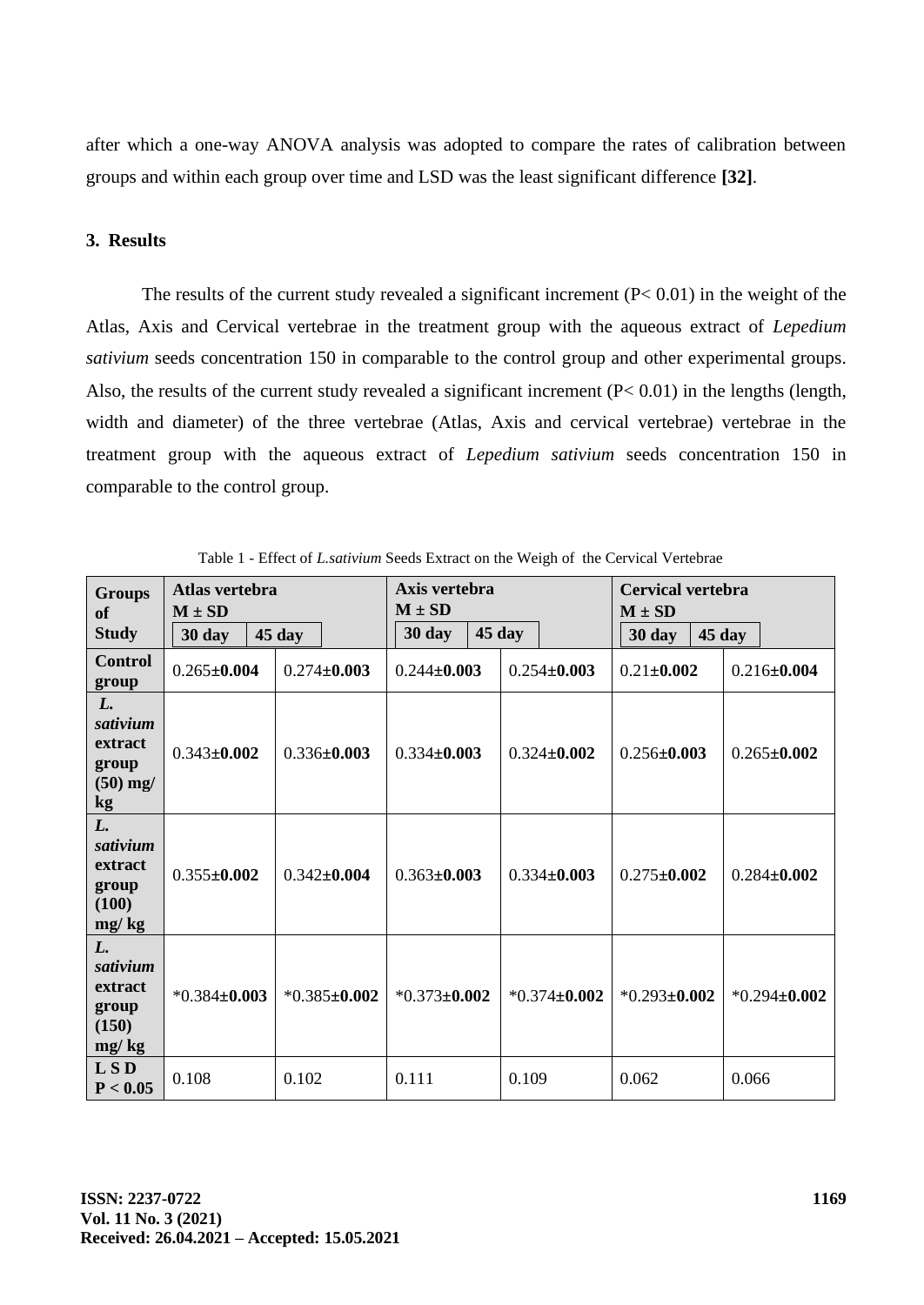after which a one-way ANOVA analysis was adopted to compare the rates of calibration between groups and within each group over time and LSD was the least significant difference **[32]**.

## 3. Results

The results of the current study revealed a significant increment (P< 0.01) in the weight of the Atlas, Axis and Cervical vertebrae in the treatment group with the aqueous extract of *Lepedium sativium* seeds concentration 150 in comparable to the control group and other experimental groups. Also, the results of the current study revealed a significant increment (P< 0.01) in the lengths (length, width and diameter) of the three vertebrae (Atlas, Axis and cervical vertebrae) vertebrae in the treatment group with the aqueous extract of *Lepedium sativium* seeds concentration 150 in comparable to the control group.

Table 1 - Effect of *L.sativium* Seeds Extract on the Weigh of the Cervical Vertebrae

| **Groups of Study** | **Atlas vertebra M ± SD** | | **Axis vertebra M ± SD** | | **Cervical vertebra M ± SD** | |
|---|---|---|---|---|---|---|
| | **30 day** | **45 day** | **30 day** | **45 day** | **30 day** | **45 day** |
| **Control group** | 0.265±**0.004** | 0.274±**0.003** | 0.244±**0.003** | 0.254±**0.003** | 0.21±**0.002** | 0.216±**0.004** |
| ***L. sativium*** **extract group (50) mg/ kg** | 0.343±**0.002** | 0.336±**0.003** | 0.334±**0.003** | 0.324±**0.002** | 0.256±**0.003** | 0.265±**0.002** |
| ***L. sativium*** **extract group (100) mg/ kg** | 0.355±**0.002** | 0.342±**0.004** | 0.363±**0.003** | 0.334±**0.003** | 0.275±**0.002** | 0.284±**0.002** |
| ***L. sativium*** **extract group (150) mg/ kg** | *0.384±**0.003** | *0.385±**0.002** | *0.373±**0.002** | *0.374±**0.002** | *0.293±**0.002** | *0.294±**0.002** |
| **L S D P < 0.05** | 0.108 | 0.102 | 0.111 | 0.109 | 0.062 | 0.066 |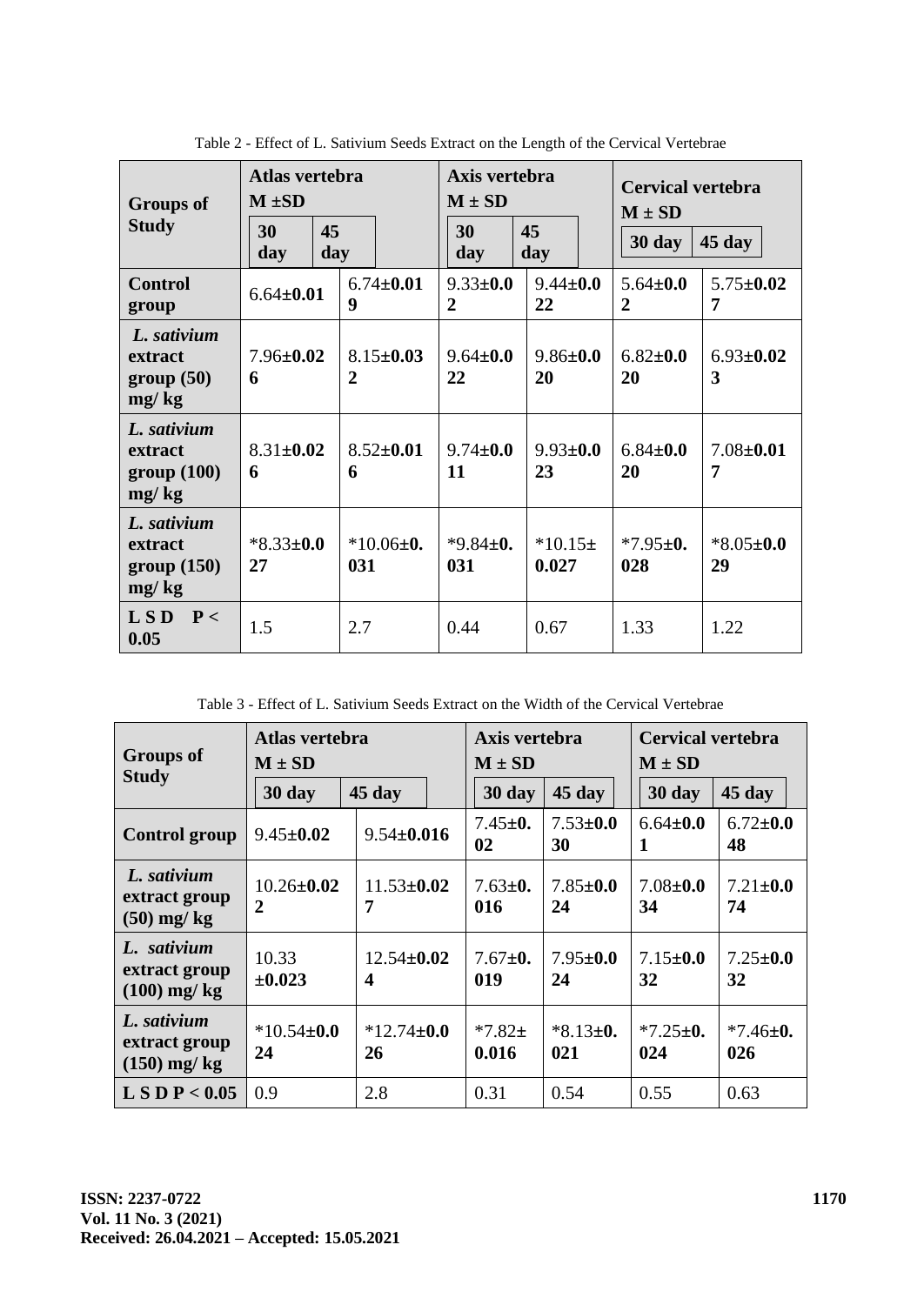Table 2 - Effect of L. Sativium Seeds Extract on the Length of the Cervical Vertebrae

| Groups of Study | Atlas vertebra M ±SD | | Axis vertebra M ± SD | | Cervical vertebra M ± SD | |
|---|---|---|---|---|---|---|
| | 30 day | 45 day | 30 day | 45 day | 30 day | 45 day |
| **Control group** | 6.64±**0.01** | 6.74±**0.019** | 9.33±**0.02** | 9.44±**0.022** | 5.64±**0.02** | 5.75±**0.027** |
| ***L. sativium* extract group (50) mg/ kg** | 7.96±**0.026** | 8.15±**0.032** | 9.64±**0.022** | 9.86±**0.020** | 6.82±**0.020** | 6.93±**0.023** |
| ***L. sativium* extract group (100) mg/ kg** | 8.31±**0.026** | 8.52±**0.016** | 9.74±**0.011** | 9.93±**0.023** | 6.84±**0.020** | 7.08±**0.017** |
| ***L. sativium* extract group (150) mg/ kg** | *8.33±**0.027** | *10.06±**0.031** | *9.84±**0.031** | *10.15±**0.027** | *7.95±**0.028** | *8.05±**0.029** |
| **L S D P < 0.05** | 1.5 | 2.7 | 0.44 | 0.67 | 1.33 | 1.22 |

Table 3 - Effect of L. Sativium Seeds Extract on the Width of the Cervical Vertebrae

| Groups of Study | Atlas vertebra M ± SD | | Axis vertebra M ± SD | | Cervical vertebra M ± SD | |
|---|---|---|---|---|---|---|
| | 30 day | 45 day | 30 day | 45 day | 30 day | 45 day |
| **Control group** | 9.45±**0.02** | 9.54±**0.016** | 7.45±**0.02** | 7.53±**0.030** | 6.64±**0.01** | 6.72±**0.048** |
| ***L. sativium* extract group (50) mg/ kg** | 10.26±**0.022** | 11.53±**0.027** | 7.63±**0.016** | 7.85±**0.024** | 7.08±**0.034** | 7.21±**0.074** |
| ***L. sativium* extract group (100) mg/ kg** | 10.33 ±**0.023** | 12.54±**0.024** | 7.67±**0.019** | 7.95±**0.024** | 7.15±**0.032** | 7.25±**0.032** |
| ***L. sativium* extract group (150) mg/ kg** | *10.54±**0.024** | *12.74±**0.026** | *7.82± **0.016** | *8.13±**0.021** | *7.25±**0.024** | *7.46±**0.026** |
| **L S D P < 0.05** | 0.9 | 2.8 | 0.31 | 0.54 | 0.55 | 0.63 |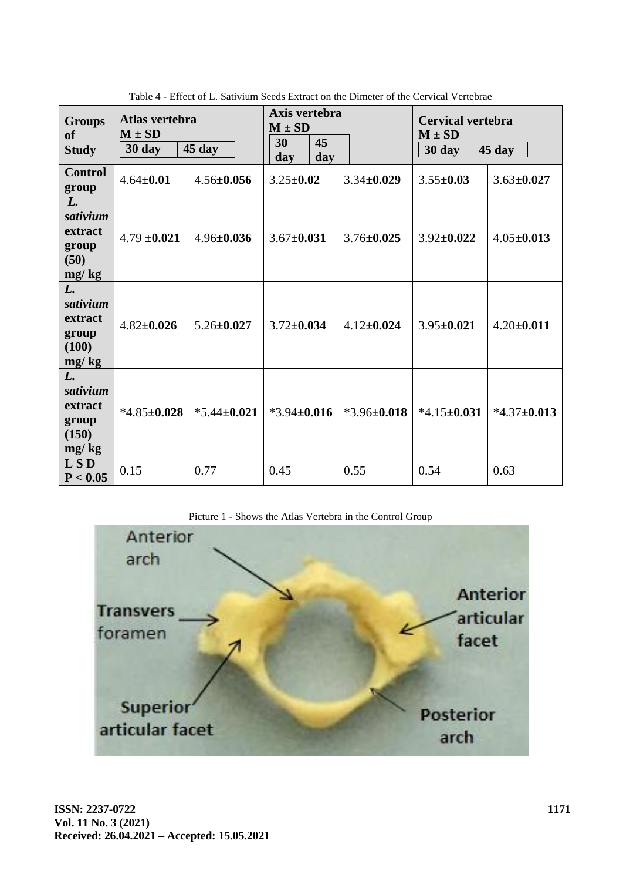Table 4 - Effect of L. Sativium Seeds Extract on the Dimeter of the Cervical Vertebrae

| Groups of Study | Atlas vertebra M ± SD | | Axis vertebra M ± SD | | Cervical vertebra M ± SD | |
|---|---|---|---|---|---|---|
| | 30 day | 45 day | 30 day | 45 day | 30 day | 45 day |
| **Control group** | 4.64±**0.01** | 4.56±**0.056** | 3.25±**0.02** | 3.34±**0.029** | 3.55±**0.03** | 3.63±**0.027** |
| ***L. sativium* extract group (50) mg/ kg** | 4.79 ±**0.021** | 4.96±**0.036** | 3.67±**0.031** | 3.76±**0.025** | 3.92±**0.022** | 4.05±**0.013** |
| ***L. sativium* extract group (100) mg/ kg** | 4.82±**0.026** | 5.26±**0.027** | 3.72±**0.034** | 4.12±**0.024** | 3.95±**0.021** | 4.20±**0.011** |
| ***L. sativium* extract group (150) mg/ kg** | *4.85±**0.028** | *5.44±**0.021** | *3.94±**0.016** | *3.96±**0.018** | *4.15±**0.031** | *4.37±**0.013** |
| **L S D P < 0.05** | 0.15 | 0.77 | 0.45 | 0.55 | 0.54 | 0.63 |

Picture 1 - Shows the Atlas Vertebra in the Control Group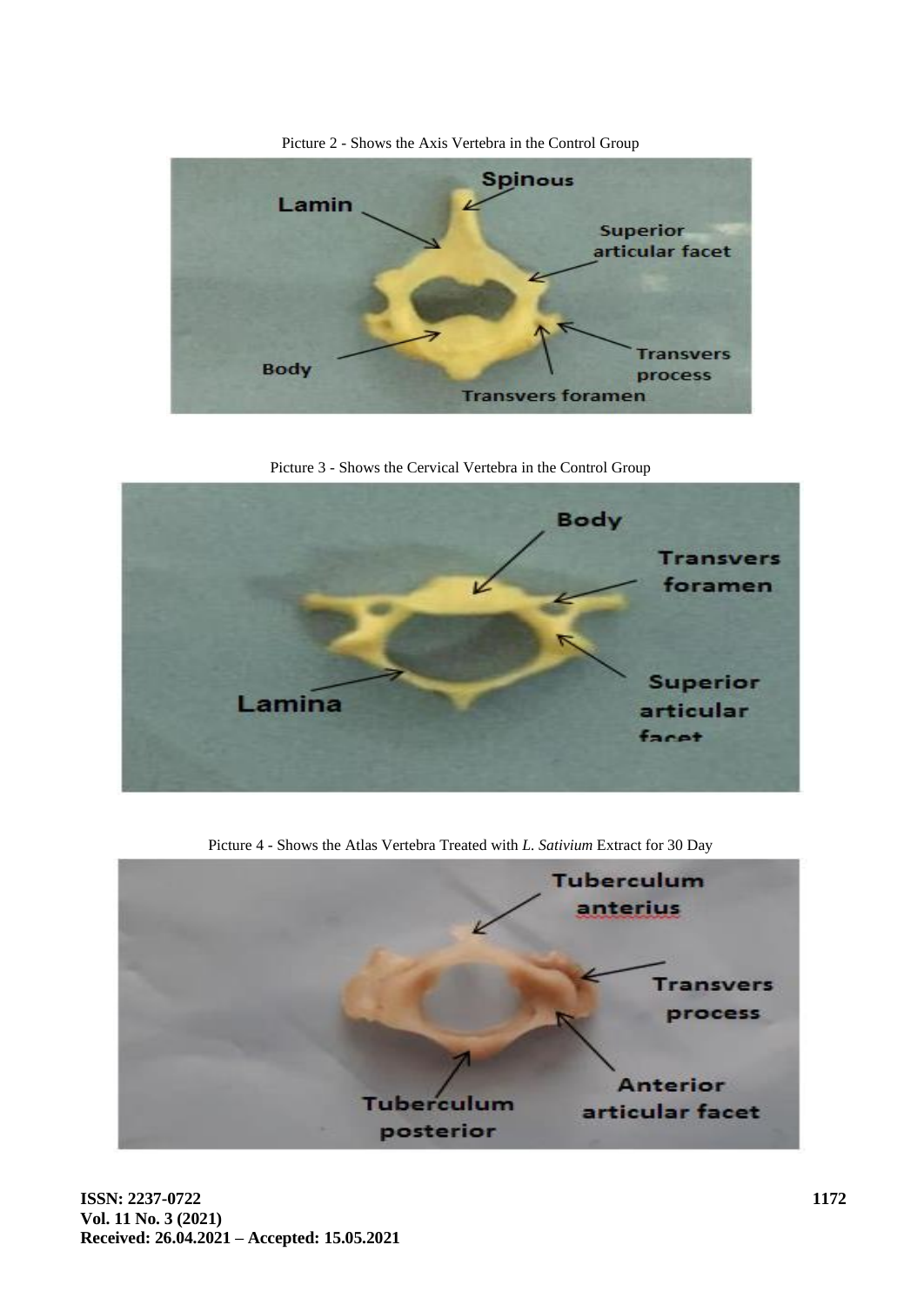Picture 2 - Shows the Axis Vertebra in the Control Group

Picture 3 - Shows the Cervical Vertebra in the Control Group

Picture 4 - Shows the Atlas Vertebra Treated with *L. Sativium* Extract for 30 Day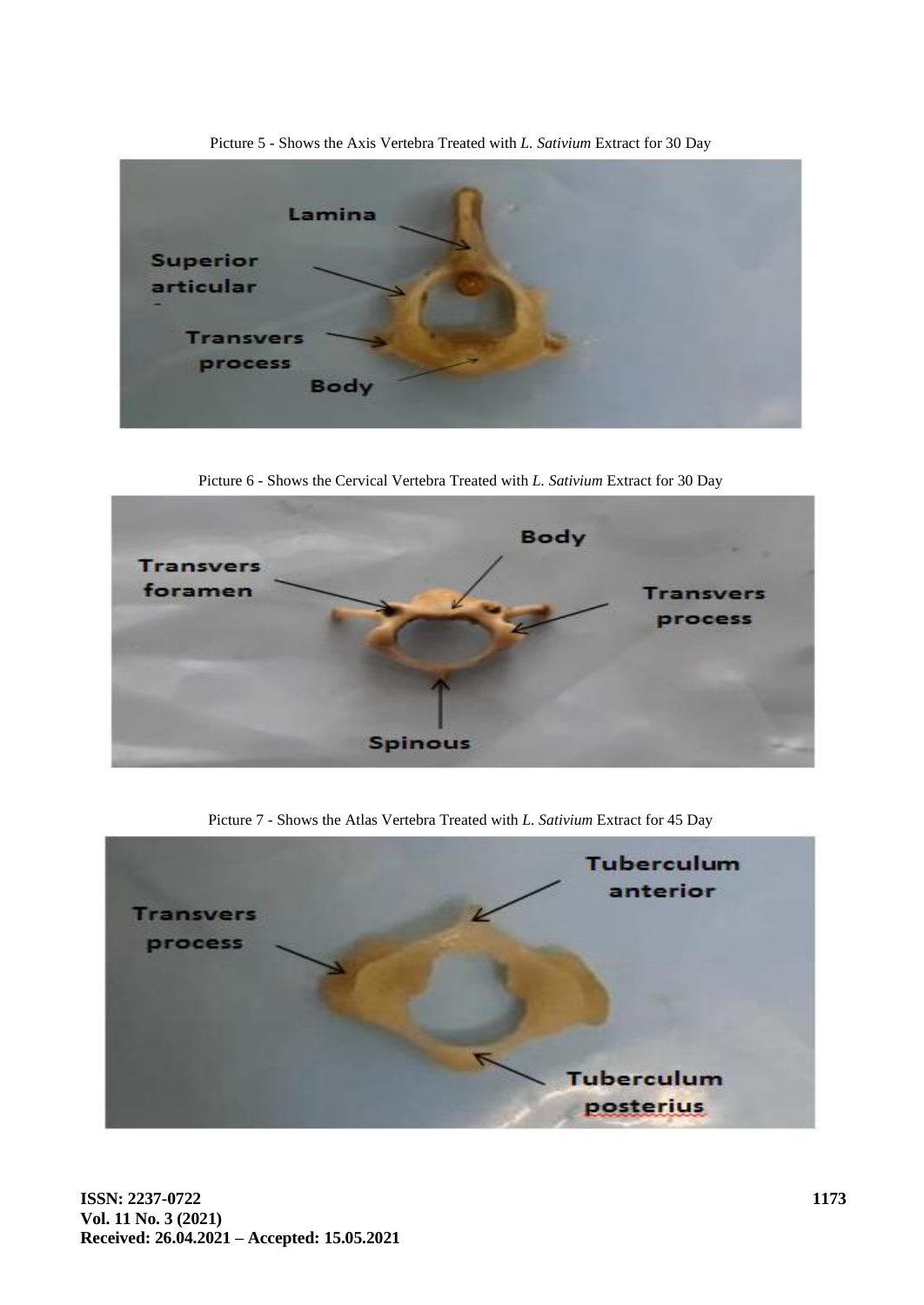Picture 5 - Shows the Axis Vertebra Treated with *L. Sativium* Extract for 30 Day

Picture 6 - Shows the Cervical Vertebra Treated with *L. Sativium* Extract for 30 Day

Picture 7 - Shows the Atlas Vertebra Treated with *L. Sativium* Extract for 45 Day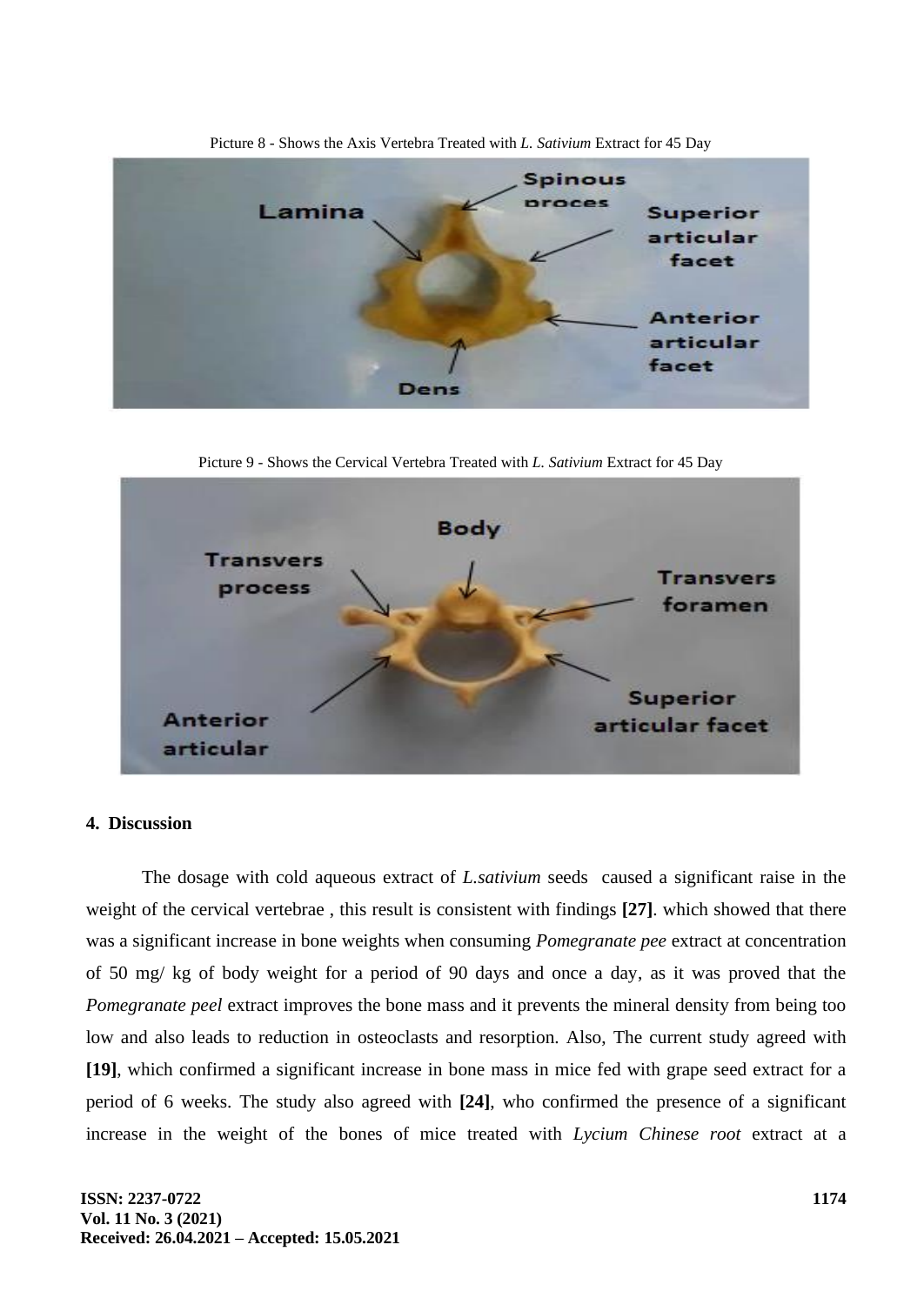Picture 8 - Shows the Axis Vertebra Treated with *L. Sativium* Extract for 45 Day

Picture 9 - Shows the Cervical Vertebra Treated with *L. Sativium* Extract for 45 Day

## 4. Discussion

The dosage with cold aqueous extract of *L.sativium* seeds caused a significant raise in the weight of the cervical vertebrae , this result is consistent with findings **[27]**. which showed that there was a significant increase in bone weights when consuming *Pomegranate pee* extract at concentration of 50 mg/ kg of body weight for a period of 90 days and once a day, as it was proved that the *Pomegranate peel* extract improves the bone mass and it prevents the mineral density from being too low and also leads to reduction in osteoclasts and resorption. Also, The current study agreed with **[19]**, which confirmed a significant increase in bone mass in mice fed with grape seed extract for a period of 6 weeks. The study also agreed with **[24]**, who confirmed the presence of a significant increase in the weight of the bones of mice treated with *Lycium Chinese root* extract at a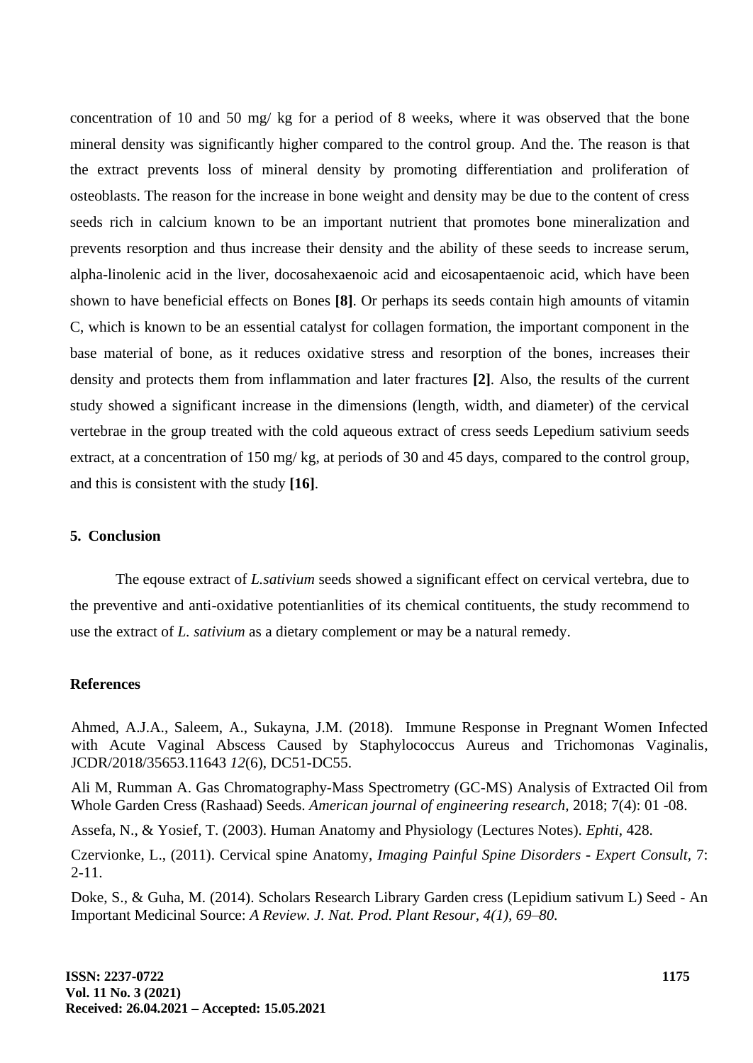concentration of 10 and 50 mg/ kg for a period of 8 weeks, where it was observed that the bone mineral density was significantly higher compared to the control group. And the. The reason is that the extract prevents loss of mineral density by promoting differentiation and proliferation of osteoblasts. The reason for the increase in bone weight and density may be due to the content of cress seeds rich in calcium known to be an important nutrient that promotes bone mineralization and prevents resorption and thus increase their density and the ability of these seeds to increase serum, alpha-linolenic acid in the liver, docosahexaenoic acid and eicosapentaenoic acid, which have been shown to have beneficial effects on Bones **[8]**. Or perhaps its seeds contain high amounts of vitamin C, which is known to be an essential catalyst for collagen formation, the important component in the base material of bone, as it reduces oxidative stress and resorption of the bones, increases their density and protects them from inflammation and later fractures **[2]**. Also, the results of the current study showed a significant increase in the dimensions (length, width, and diameter) of the cervical vertebrae in the group treated with the cold aqueous extract of cress seeds Lepedium sativium seeds extract, at a concentration of 150 mg/ kg, at periods of 30 and 45 days, compared to the control group, and this is consistent with the study **[16]**.

## 5. Conclusion

The eqouse extract of *L.sativium* seeds showed a significant effect on cervical vertebra, due to the preventive and anti-oxidative potentianlities of its chemical contituents, the study recommend to use the extract of *L. sativium* as a dietary complement or may be a natural remedy.

## References

Ahmed, A.J.A., Saleem, A., Sukayna, J.M. (2018). Immune Response in Pregnant Women Infected with Acute Vaginal Abscess Caused by Staphylococcus Aureus and Trichomonas Vaginalis, JCDR/2018/35653.11643 *12*(6), DC51-DC55.

Ali M, Rumman A. Gas Chromatography-Mass Spectrometry (GC-MS) Analysis of Extracted Oil from Whole Garden Cress (Rashaad) Seeds. *American journal of engineering research,* 2018; 7(4): 01 -08.

Assefa, N., & Yosief, T. (2003). Human Anatomy and Physiology (Lectures Notes). *Ephti*, 428.

Czervionke, L., (2011). Cervical spine Anatomy, *Imaging Painful Spine Disorders - Expert Consult,* 7: 2-11.

Doke, S., & Guha, M. (2014). Scholars Research Library Garden cress (Lepidium sativum L) Seed - An Important Medicinal Source: *A Review. J. Nat. Prod. Plant Resour, 4(1), 69–80.*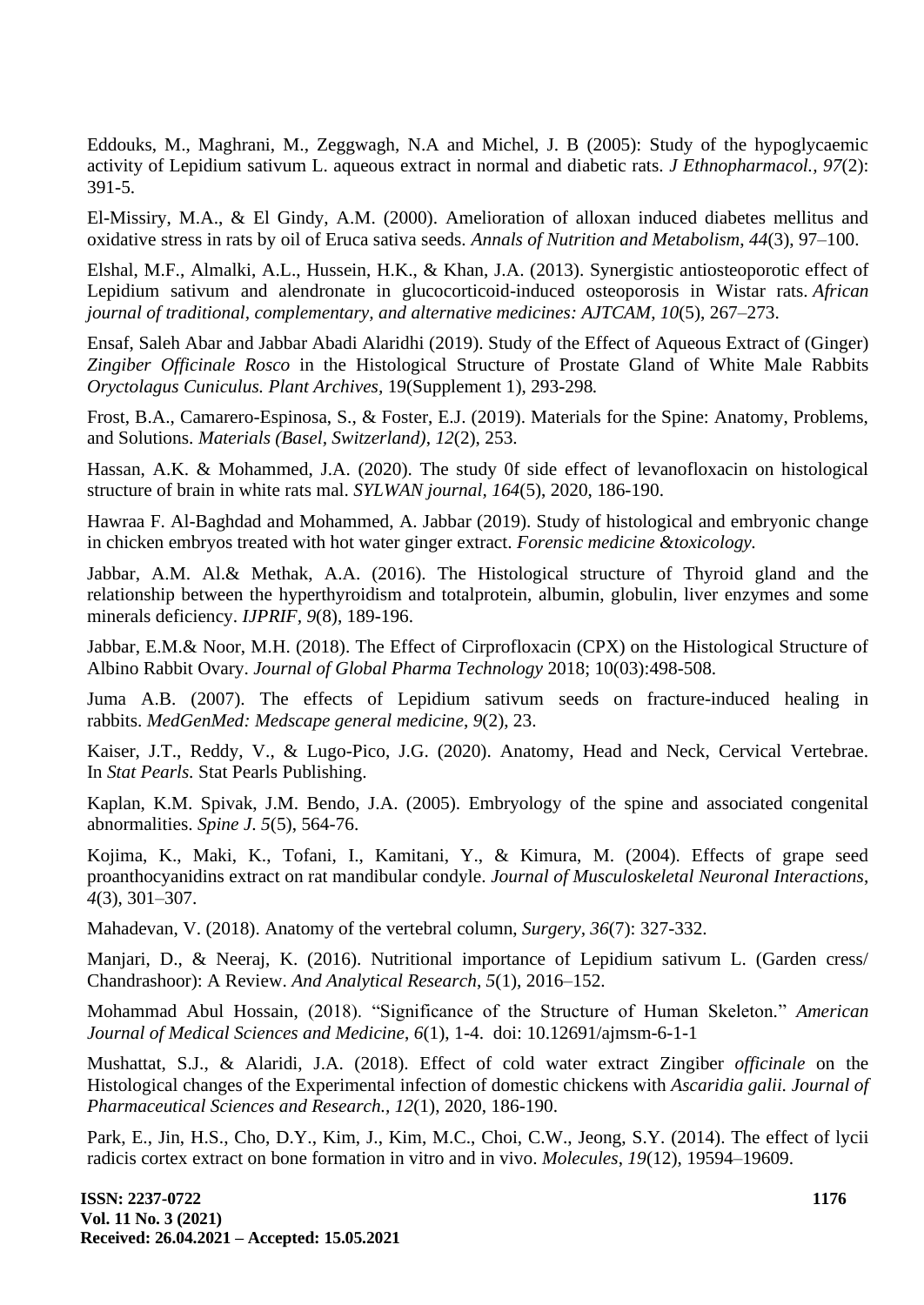Eddouks, M., Maghrani, M., Zeggwagh, N.A and Michel, J. B (2005): Study of the hypoglycaemic activity of Lepidium sativum L. aqueous extract in normal and diabetic rats. *J Ethnopharmacol., 97*(2): 391-5.

El-Missiry, M.A., & El Gindy, A.M. (2000). Amelioration of alloxan induced diabetes mellitus and oxidative stress in rats by oil of Eruca sativa seeds. *Annals of Nutrition and Metabolism*, *44*(3), 97–100.

Elshal, M.F., Almalki, A.L., Hussein, H.K., & Khan, J.A. (2013). Synergistic antiosteoporotic effect of Lepidium sativum and alendronate in glucocorticoid-induced osteoporosis in Wistar rats. *African journal of traditional, complementary, and alternative medicines: AJTCAM*, *10*(5), 267–273.

Ensaf, Saleh Abar and Jabbar Abadi Alaridhi (2019). Study of the Effect of Aqueous Extract of (Ginger) *Zingiber Officinale Rosco* in the Histological Structure of Prostate Gland of White Male Rabbits *Oryctolagus Cuniculus. Plant Archives,* 19(Supplement 1), 293-298*.*

Frost, B.A., Camarero-Espinosa, S., & Foster, E.J. (2019). Materials for the Spine: Anatomy, Problems, and Solutions. *Materials (Basel, Switzerland)*, *12*(2), 253.

Hassan, A.K. & Mohammed, J.A. (2020). The study 0f side effect of levanofloxacin on histological structure of brain in white rats mal. *SYLWAN journal, 164*(5), 2020, 186-190.

Hawraa F. Al-Baghdad and Mohammed, A. Jabbar (2019). Study of histological and embryonic change in chicken embryos treated with hot water ginger extract. *Forensic medicine &toxicology.*

Jabbar, A.M. Al.& Methak, A.A. (2016). The Histological structure of Thyroid gland and the relationship between the hyperthyroidism and totalprotein, albumin, globulin, liver enzymes and some minerals deficiency. *IJPRIF*, *9*(8), 189-196.

Jabbar, E.M.& Noor, M.H. (2018). The Effect of Cirprofloxacin (CPX) on the Histological Structure of Albino Rabbit Ovary. *Journal of Global Pharma Technology* 2018; 10(03):498-508.

Juma A.B. (2007). The effects of Lepidium sativum seeds on fracture-induced healing in rabbits. *MedGenMed: Medscape general medicine*, *9*(2), 23.

Kaiser, J.T., Reddy, V., & Lugo-Pico, J.G. (2020). Anatomy, Head and Neck, Cervical Vertebrae. In *Stat Pearls.* Stat Pearls Publishing.

Kaplan, K.M. Spivak, J.M. Bendo, J.A. (2005). Embryology of the spine and associated congenital abnormalities. *Spine J*. *5*(5), 564-76.

Kojima, K., Maki, K., Tofani, I., Kamitani, Y., & Kimura, M. (2004). Effects of grape seed proanthocyanidins extract on rat mandibular condyle. *Journal of Musculoskeletal Neuronal Interactions*, *4*(3), 301–307.

Mahadevan, V. (2018). Anatomy of the vertebral column, *Surgery*, *36*(7): 327-332.

Manjari, D., & Neeraj, K. (2016). Nutritional importance of Lepidium sativum L. (Garden cress/ Chandrashoor): A Review. *And Analytical Research*, *5*(1), 2016–152.

Mohammad Abul Hossain, (2018). "Significance of the Structure of Human Skeleton." *American Journal of Medical Sciences and Medicine*, *6*(1), 1-4. doi: 10.12691/ajmsm-6-1-1

Mushattat, S.J., & Alaridi, J.A. (2018). Effect of cold water extract Zingiber *officinale* on the Histological changes of the Experimental infection of domestic chickens with *Ascaridia galii. Journal of Pharmaceutical Sciences and Research.*, *12*(1), 2020, 186-190.

Park, E., Jin, H.S., Cho, D.Y., Kim, J., Kim, M.C., Choi, C.W., Jeong, S.Y. (2014). The effect of lycii radicis cortex extract on bone formation in vitro and in vivo. *Molecules*, *19*(12), 19594–19609.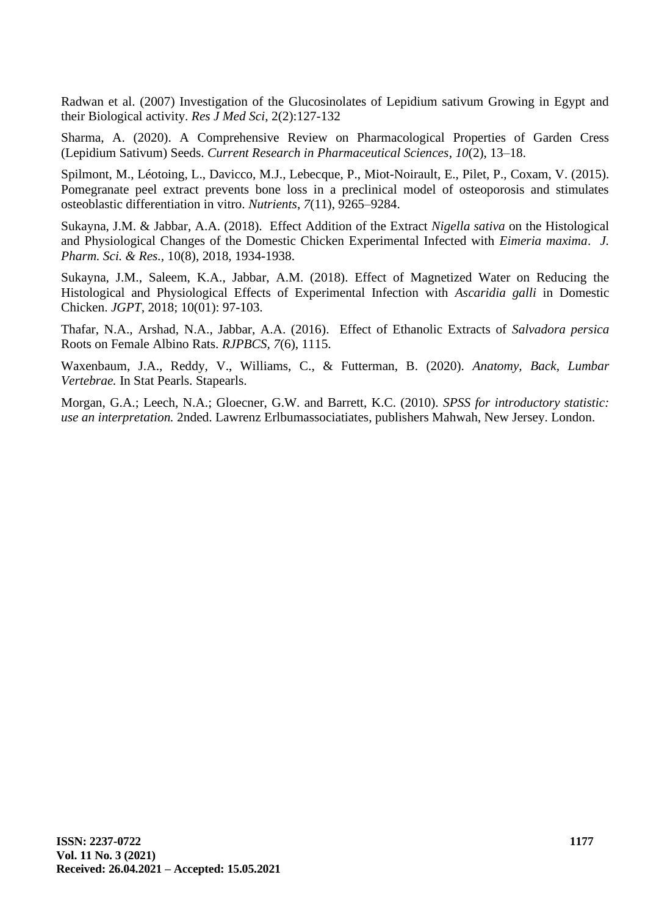Radwan et al. (2007) Investigation of the Glucosinolates of Lepidium sativum Growing in Egypt and their Biological activity. *Res J Med Sci*, 2(2):127-132

Sharma, A. (2020). A Comprehensive Review on Pharmacological Properties of Garden Cress (Lepidium Sativum) Seeds. *Current Research in Pharmaceutical Sciences*, *10*(2), 13–18.

Spilmont, M., Léotoing, L., Davicco, M.J., Lebecque, P., Miot-Noirault, E., Pilet, P., Coxam, V. (2015). Pomegranate peel extract prevents bone loss in a preclinical model of osteoporosis and stimulates osteoblastic differentiation in vitro. *Nutrients*, *7*(11), 9265–9284.

Sukayna, J.M. & Jabbar, A.A. (2018). Effect Addition of the Extract *Nigella sativa* on the Histological and Physiological Changes of the Domestic Chicken Experimental Infected with *Eimeria maxima*. *J. Pharm. Sci. & Res.*, 10(8), 2018, 1934-1938.

Sukayna, J.M., Saleem, K.A., Jabbar, A.M. (2018). Effect of Magnetized Water on Reducing the Histological and Physiological Effects of Experimental Infection with *Ascaridia galli* in Domestic Chicken. *JGPT*, 2018; 10(01): 97-103.

Thafar, N.A., Arshad, N.A., Jabbar, A.A. (2016). Effect of Ethanolic Extracts of *Salvadora persica* Roots on Female Albino Rats. *RJPBCS*, *7*(6), 1115.

Waxenbaum, J.A., Reddy, V., Williams, C., & Futterman, B. (2020). *Anatomy, Back, Lumbar Vertebrae.* In Stat Pearls. Stapearls.

Morgan, G.A.; Leech, N.A.; Gloecner, G.W. and Barrett, K.C. (2010). *SPSS for introductory statistic: use an interpretation.* 2nded. Lawrenz Erlbumassociatiates, publishers Mahwah, New Jersey. London.